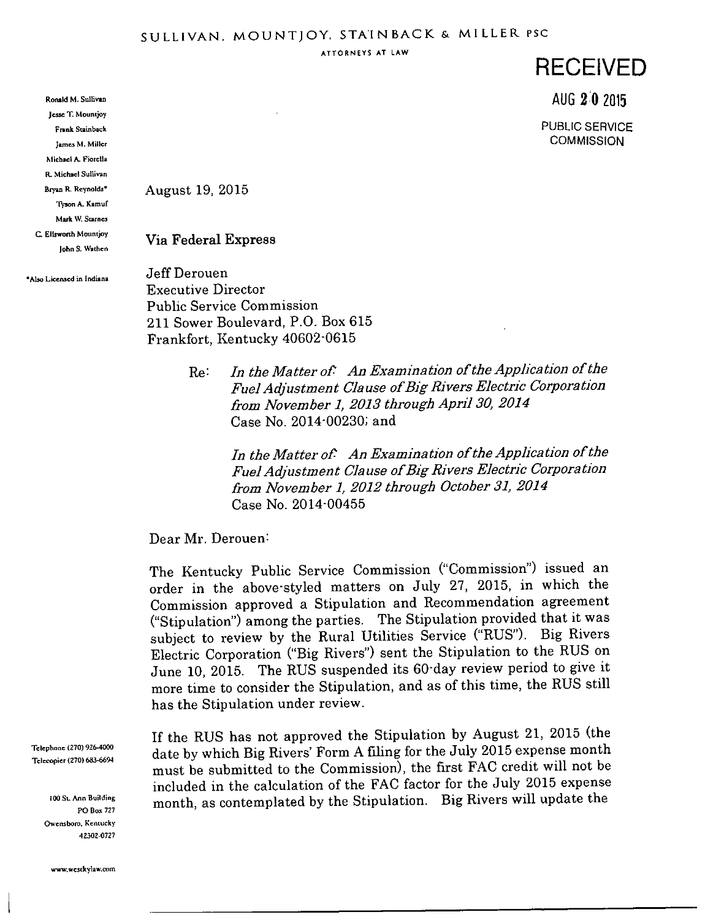SULLIVAN, MOUNTJOY, STAINBACK & MILLER PSC

ATTORNEYS AT LAW

**RECEIVED**

AUG 20 2015

PUBLIC SERVICE COMMISSION

Ronald M. Sullivan
Jesse T. Mountjoy
Frank Stainback
James M. Miller
Michael A. Fiorella
R. Michael Sullivan
Bryan R. Reynolds*
Tyson A. Kamuf
Mark W. Starnes
C. Ellsworth Mountjoy
John S. Wathen

*Also Licensed in Indiana

August 19, 2015

Via Federal Express

Jeff Derouen
Executive Director
Public Service Commission
211 Sower Boulevard, P.O. Box 615
Frankfort, Kentucky 40602-0615

Re: *In the Matter of: An Examination of the Application of the Fuel Adjustment Clause of Big Rivers Electric Corporation from November 1, 2013 through April 30, 2014*
Case No. 2014-00230; and

*In the Matter of: An Examination of the Application of the Fuel Adjustment Clause of Big Rivers Electric Corporation from November 1, 2012 through October 31, 2014*
Case No. 2014-00455

Dear Mr. Derouen:

The Kentucky Public Service Commission ("Commission") issued an order in the above-styled matters on July 27, 2015, in which the Commission approved a Stipulation and Recommendation agreement ("Stipulation") among the parties. The Stipulation provided that it was subject to review by the Rural Utilities Service ("RUS"). Big Rivers Electric Corporation ("Big Rivers") sent the Stipulation to the RUS on June 10, 2015. The RUS suspended its 60-day review period to give it more time to consider the Stipulation, and as of this time, the RUS still has the Stipulation under review.

If the RUS has not approved the Stipulation by August 21, 2015 (the date by which Big Rivers' Form A filing for the July 2015 expense month must be submitted to the Commission), the first FAC credit will not be included in the calculation of the FAC factor for the July 2015 expense month, as contemplated by the Stipulation. Big Rivers will update the

Telephone (270) 926-4000
Telecopier (270) 683-6694

100 St. Ann Building
PO Box 727
Owensboro, Kentucky
42302-0727

www.westkylaw.com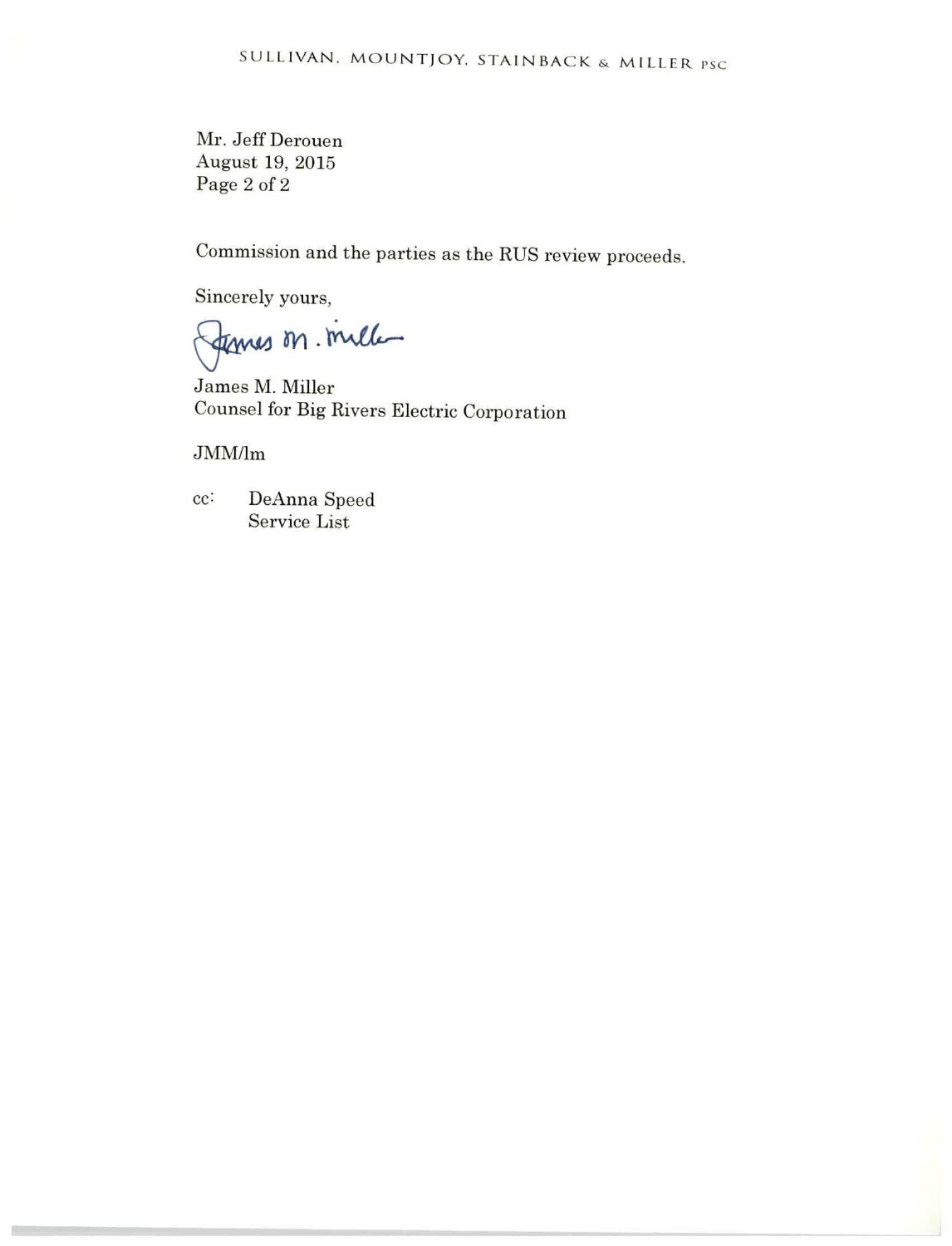Commission and the parties as the RUS review proceeds.

Sincerely yours,

James M. Miller
Counsel for Big Rivers Electric Corporation

JMM/lm

cc: DeAnna Speed
Service List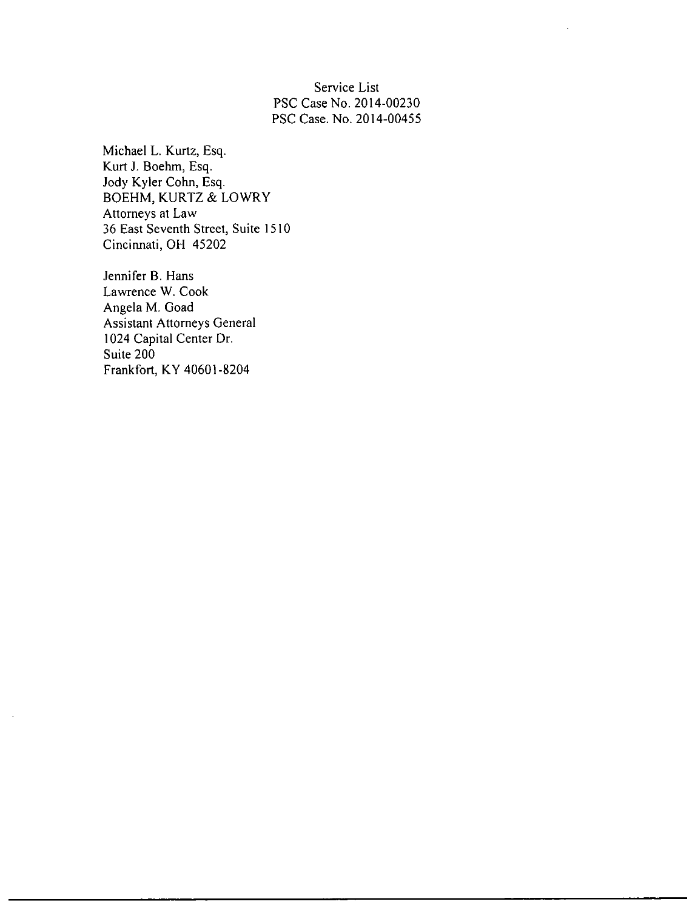Service List
PSC Case No. 2014-00230
PSC Case. No. 2014-00455

Michael L. Kurtz, Esq.
Kurt J. Boehm, Esq.
Jody Kyler Cohn, Esq.
BOEHM, KURTZ & LOWRY
Attorneys at Law
36 East Seventh Street, Suite 1510
Cincinnati, OH 45202

Jennifer B. Hans
Lawrence W. Cook
Angela M. Goad
Assistant Attorneys General
1024 Capital Center Dr.
Suite 200
Frankfort, KY 40601-8204